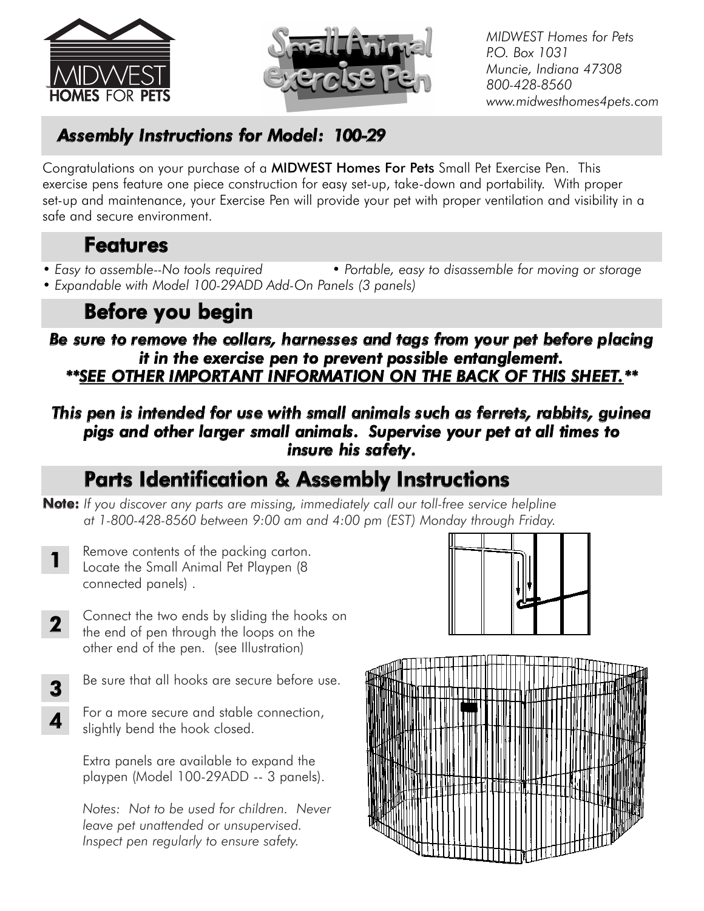MIDWEST HOMES FOR PETS

Small Animal exercise Pen

*MIDWEST Homes for Pets*
*P.O. Box 1031*
*Muncie, Indiana 47308*
*800-428-8560*
*www.midwesthomes4pets.com*

## *Assembly Instructions for Model: 100-29*

Congratulations on your purchase of a **MIDWEST Homes For Pets** Small Pet Exercise Pen. This exercise pens feature one piece construction for easy set-up, take-down and portability. With proper set-up and maintenance, your Exercise Pen will provide your pet with proper ventilation and visibility in a safe and secure environment.

## Features

- *Easy to assemble--No tools required*
- *Portable, easy to disassemble for moving or storage*
- *Expandable with Model 100-29ADD Add-On Panels (3 panels)*

## Before you begin

***Be sure to remove the collars, harnesses and tags from your pet before placing it in the exercise pen to prevent possible entanglement.***
***\*\*SEE OTHER IMPORTANT INFORMATION ON THE BACK OF THIS SHEET.\*\****

***This pen is intended for use with small animals such as ferrets, rabbits, guinea pigs and other larger small animals. Supervise your pet at all times to insure his safety.***

## Parts Identification & Assembly Instructions

**Note:** *If you discover any parts are missing, immediately call our toll-free service helpline at 1-800-428-8560 between 9:00 am and 4:00 pm (EST) Monday through Friday.*

**1** Remove contents of the packing carton. Locate the Small Animal Pet Playpen (8 connected panels) .

**2** Connect the two ends by sliding the hooks on the end of pen through the loops on the other end of the pen. (see Illustration)

**3** Be sure that all hooks are secure before use.

**4** For a more secure and stable connection, slightly bend the hook closed.

Extra panels are available to expand the playpen (Model 100-29ADD -- 3 panels).

*Notes: Not to be used for children. Never leave pet unattended or unsupervised. Inspect pen regularly to ensure safety.*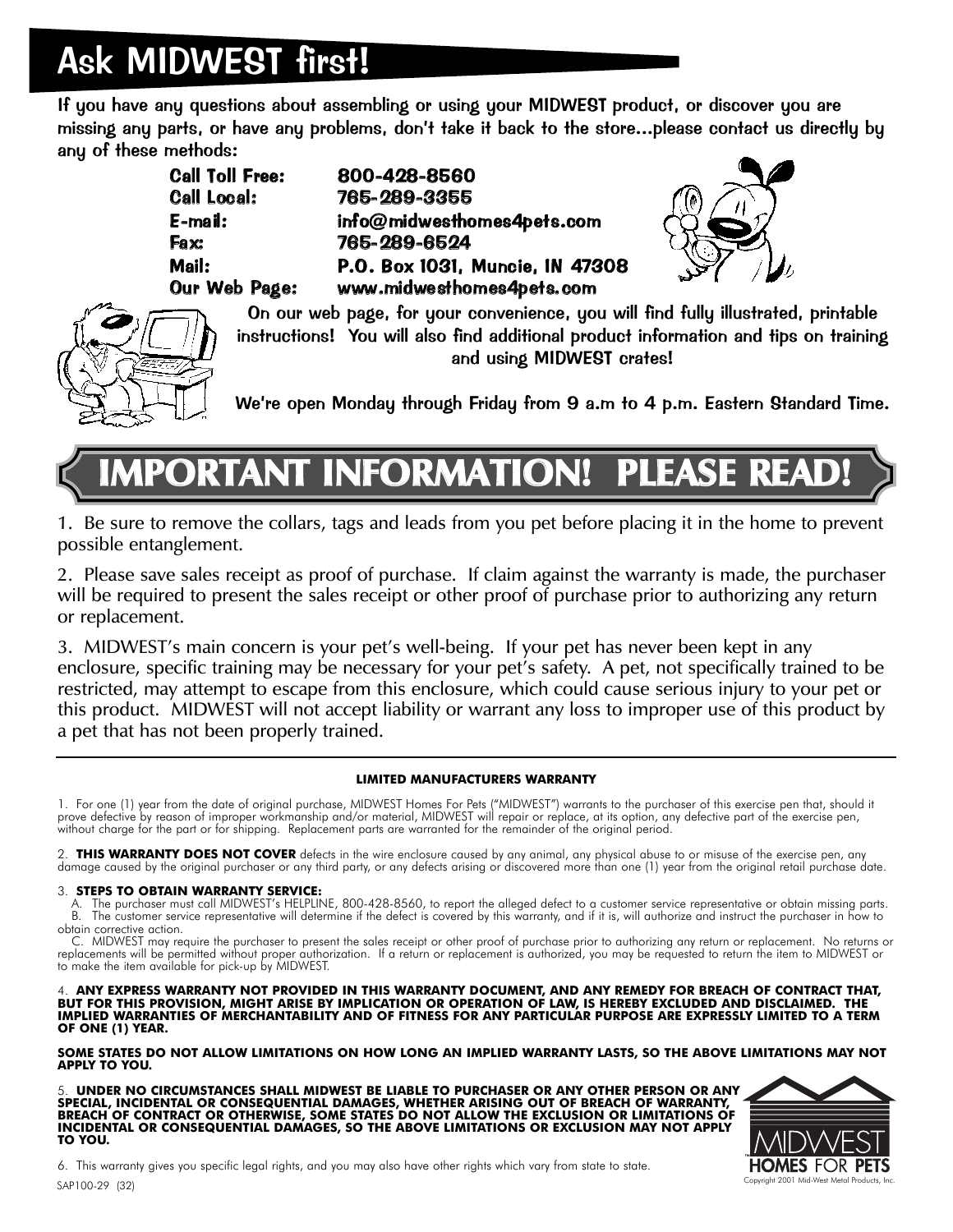# Ask MIDWEST first!

**If you have any questions about assembling or using your MIDWEST product, or discover you are missing any parts, or have any problems, don't take it back to the store...please contact us directly by any of these methods:**

| | |
|---|---|
| **Call Toll Free:** | **800-428-8560** |
| **Call Local:** | **765-289-3355** |
| **E-mail:** | **info@midwesthomes4pets.com** |
| **Fax:** | **765-289-6524** |
| **Mail:** | **P.O. Box 1031, Muncie, IN 47308** |
| **Our Web Page:** | **www.midwesthomes4pets.com** |

**On our web page, for your convenience, you will find fully illustrated, printable instructions! You will also find additional product information and tips on training and using MIDWEST crates!**

**We're open Monday through Friday from 9 a.m to 4 p.m. Eastern Standard Time.**

# IMPORTANT INFORMATION! PLEASE READ!

1. Be sure to remove the collars, tags and leads from you pet before placing it in the home to prevent possible entanglement.

2. Please save sales receipt as proof of purchase. If claim against the warranty is made, the purchaser will be required to present the sales receipt or other proof of purchase prior to authorizing any return or replacement.

3. MIDWEST's main concern is your pet's well-being. If your pet has never been kept in any enclosure, specific training may be necessary for your pet's safety. A pet, not specifically trained to be restricted, may attempt to escape from this enclosure, which could cause serious injury to your pet or this product. MIDWEST will not accept liability or warrant any loss to improper use of this product by a pet that has not been properly trained.

---

**LIMITED MANUFACTURERS WARRANTY**

1. For one (1) year from the date of original purchase, MIDWEST Homes For Pets ("MIDWEST") warrants to the purchaser of this exercise pen that, should it prove defective by reason of improper workmanship and/or material, MIDWEST will repair or replace, at its option, any defective part of the exercise pen, without charge for the part or for shipping. Replacement parts are warranted for the remainder of the original period.

2. **THIS WARRANTY DOES NOT COVER** defects in the wire enclosure caused by any animal, any physical abuse to or misuse of the exercise pen, any damage caused by the original purchaser or any third party, or any defects arising or discovered more than one (1) year from the original retail purchase date.

3. **STEPS TO OBTAIN WARRANTY SERVICE:**
   A. The purchaser must call MIDWEST's HELPLINE, 800-428-8560, to report the alleged defect to a customer service representative or obtain missing parts.
   B. The customer service representative will determine if the defect is covered by this warranty, and if it is, will authorize and instruct the purchaser in how to obtain corrective action.
   C. MIDWEST may require the purchaser to present the sales receipt or other proof of purchase prior to authorizing any return or replacement. No returns or replacements will be permitted without proper authorization. If a return or replacement is authorized, you may be requested to return the item to MIDWEST or to make the item available for pick-up by MIDWEST.

4. **ANY EXPRESS WARRANTY NOT PROVIDED IN THIS WARRANTY DOCUMENT, AND ANY REMEDY FOR BREACH OF CONTRACT THAT, BUT FOR THIS PROVISION, MIGHT ARISE BY IMPLICATION OR OPERATION OF LAW, IS HEREBY EXCLUDED AND DISCLAIMED. THE IMPLIED WARRANTIES OF MERCHANTABILITY AND OF FITNESS FOR ANY PARTICULAR PURPOSE ARE EXPRESSLY LIMITED TO A TERM OF ONE (1) YEAR.**

**SOME STATES DO NOT ALLOW LIMITATIONS ON HOW LONG AN IMPLIED WARRANTY LASTS, SO THE ABOVE LIMITATIONS MAY NOT APPLY TO YOU.**

5. **UNDER NO CIRCUMSTANCES SHALL MIDWEST BE LIABLE TO PURCHASER OR ANY OTHER PERSON OR ANY SPECIAL, INCIDENTAL OR CONSEQUENTIAL DAMAGES, WHETHER ARISING OUT OF BREACH OF WARRANTY, BREACH OF CONTRACT OR OTHERWISE, SOME STATES DO NOT ALLOW THE EXCLUSION OR LIMITATIONS OF INCIDENTAL OR CONSEQUENTIAL DAMAGES, SO THE ABOVE LIMITATIONS OR EXCLUSION MAY NOT APPLY TO YOU.**

6. This warranty gives you specific legal rights, and you may also have other rights which vary from state to state.

SAP100-29 (32)

MIDWEST HOMES FOR PETS

Copyright 2001 Mid-West Metal Products, Inc.